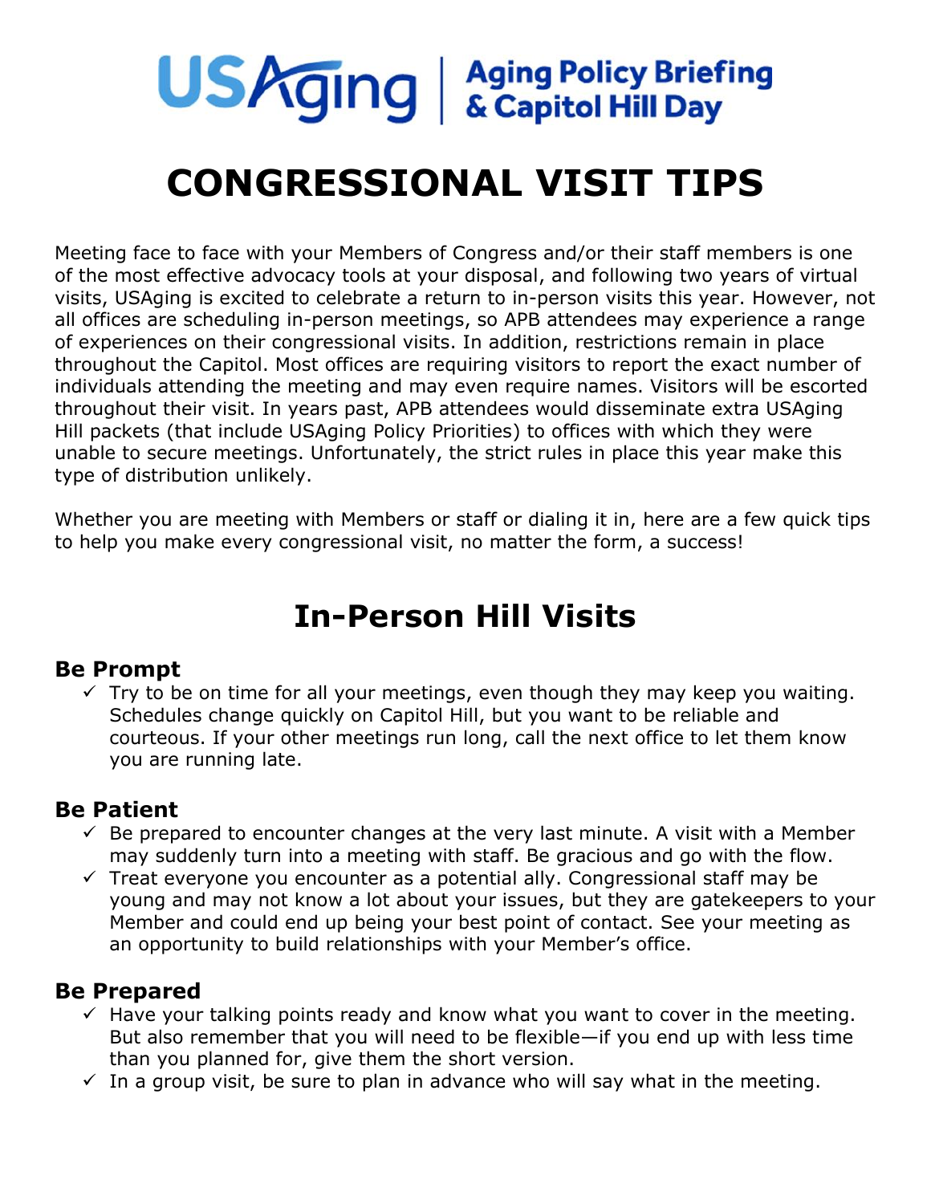USAging | Aging Policy Briefing & Capitol Hill Day

# CONGRESSIONAL VISIT TIPS

Meeting face to face with your Members of Congress and/or their staff members is one of the most effective advocacy tools at your disposal, and following two years of virtual visits, USAging is excited to celebrate a return to in-person visits this year. However, not all offices are scheduling in-person meetings, so APB attendees may experience a range of experiences on their congressional visits. In addition, restrictions remain in place throughout the Capitol. Most offices are requiring visitors to report the exact number of individuals attending the meeting and may even require names. Visitors will be escorted throughout their visit. In years past, APB attendees would disseminate extra USAging Hill packets (that include USAging Policy Priorities) to offices with which they were unable to secure meetings. Unfortunately, the strict rules in place this year make this type of distribution unlikely.

Whether you are meeting with Members or staff or dialing it in, here are a few quick tips to help you make every congressional visit, no matter the form, a success!

## In-Person Hill Visits

### Be Prompt

- ✓ Try to be on time for all your meetings, even though they may keep you waiting. Schedules change quickly on Capitol Hill, but you want to be reliable and courteous. If your other meetings run long, call the next office to let them know you are running late.

### Be Patient

- ✓ Be prepared to encounter changes at the very last minute. A visit with a Member may suddenly turn into a meeting with staff. Be gracious and go with the flow.
- ✓ Treat everyone you encounter as a potential ally. Congressional staff may be young and may not know a lot about your issues, but they are gatekeepers to your Member and could end up being your best point of contact. See your meeting as an opportunity to build relationships with your Member's office.

### Be Prepared

- ✓ Have your talking points ready and know what you want to cover in the meeting. But also remember that you will need to be flexible—if you end up with less time than you planned for, give them the short version.
- ✓ In a group visit, be sure to plan in advance who will say what in the meeting.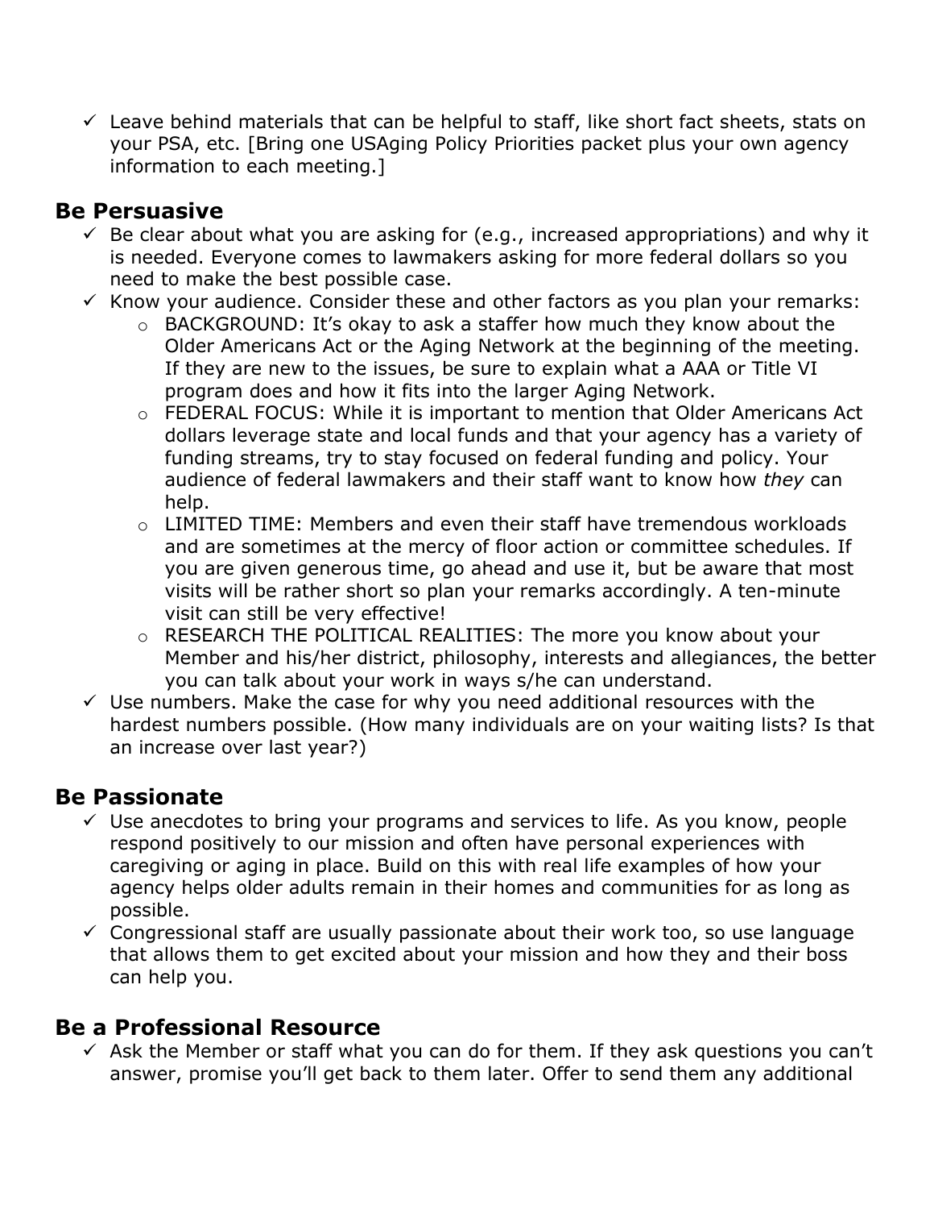- ✓ Leave behind materials that can be helpful to staff, like short fact sheets, stats on your PSA, etc. [Bring one USAging Policy Priorities packet plus your own agency information to each meeting.]

## Be Persuasive

- ✓ Be clear about what you are asking for (e.g., increased appropriations) and why it is needed. Everyone comes to lawmakers asking for more federal dollars so you need to make the best possible case.
- ✓ Know your audience. Consider these and other factors as you plan your remarks:
  - BACKGROUND: It's okay to ask a staffer how much they know about the Older Americans Act or the Aging Network at the beginning of the meeting. If they are new to the issues, be sure to explain what a AAA or Title VI program does and how it fits into the larger Aging Network.
  - FEDERAL FOCUS: While it is important to mention that Older Americans Act dollars leverage state and local funds and that your agency has a variety of funding streams, try to stay focused on federal funding and policy. Your audience of federal lawmakers and their staff want to know how *they* can help.
  - LIMITED TIME: Members and even their staff have tremendous workloads and are sometimes at the mercy of floor action or committee schedules. If you are given generous time, go ahead and use it, but be aware that most visits will be rather short so plan your remarks accordingly. A ten-minute visit can still be very effective!
  - RESEARCH THE POLITICAL REALITIES: The more you know about your Member and his/her district, philosophy, interests and allegiances, the better you can talk about your work in ways s/he can understand.
- ✓ Use numbers. Make the case for why you need additional resources with the hardest numbers possible. (How many individuals are on your waiting lists? Is that an increase over last year?)

## Be Passionate

- ✓ Use anecdotes to bring your programs and services to life. As you know, people respond positively to our mission and often have personal experiences with caregiving or aging in place. Build on this with real life examples of how your agency helps older adults remain in their homes and communities for as long as possible.
- ✓ Congressional staff are usually passionate about their work too, so use language that allows them to get excited about your mission and how they and their boss can help you.

## Be a Professional Resource

- ✓ Ask the Member or staff what you can do for them. If they ask questions you can't answer, promise you'll get back to them later. Offer to send them any additional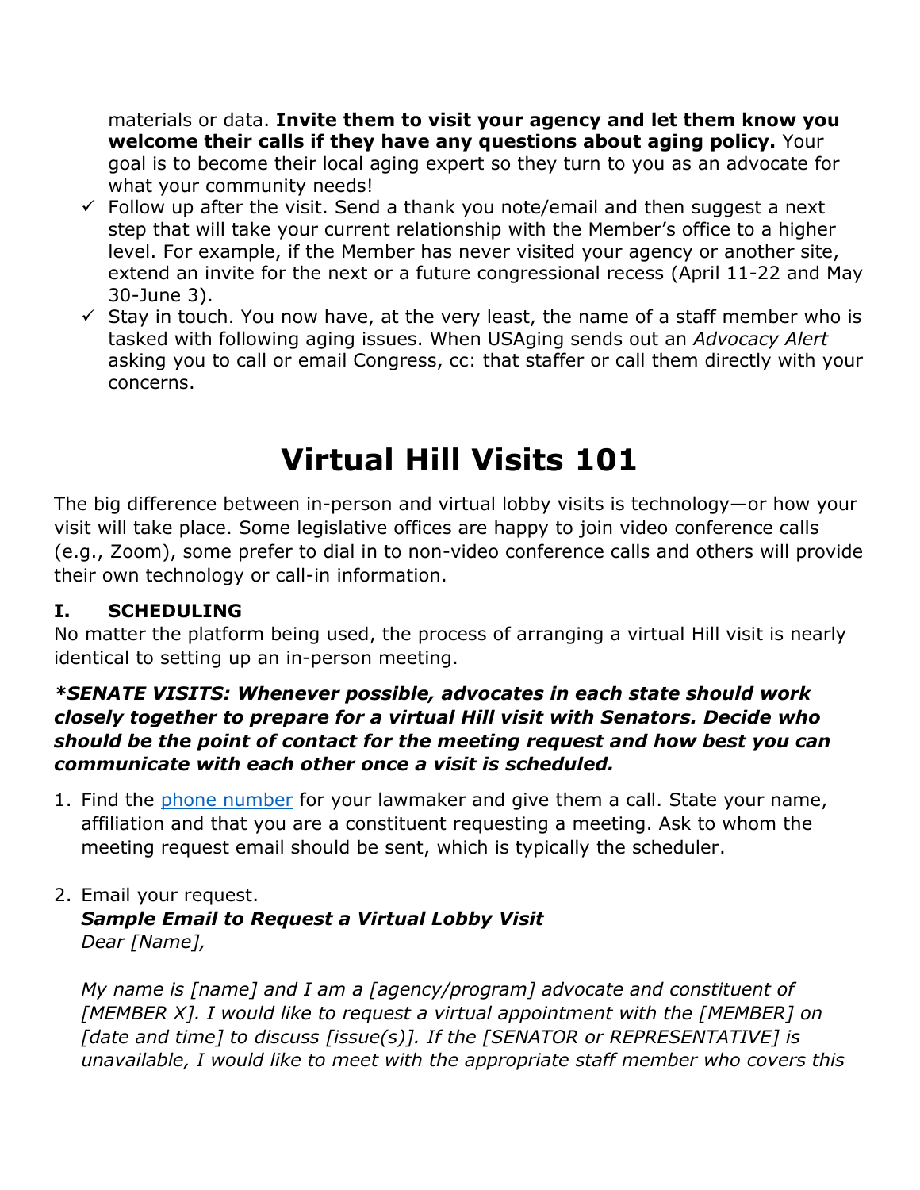materials or data. **Invite them to visit your agency and let them know you welcome their calls if they have any questions about aging policy.** Your goal is to become their local aging expert so they turn to you as an advocate for what your community needs!

- ✓ Follow up after the visit. Send a thank you note/email and then suggest a next step that will take your current relationship with the Member's office to a higher level. For example, if the Member has never visited your agency or another site, extend an invite for the next or a future congressional recess (April 11-22 and May 30-June 3).
- ✓ Stay in touch. You now have, at the very least, the name of a staff member who is tasked with following aging issues. When USAging sends out an *Advocacy Alert* asking you to call or email Congress, cc: that staffer or call them directly with your concerns.

# Virtual Hill Visits 101

The big difference between in-person and virtual lobby visits is technology—or how your visit will take place. Some legislative offices are happy to join video conference calls (e.g., Zoom), some prefer to dial in to non-video conference calls and others will provide their own technology or call-in information.

## I. SCHEDULING

No matter the platform being used, the process of arranging a virtual Hill visit is nearly identical to setting up an in-person meeting.

***SENATE VISITS: Whenever possible, advocates in each state should work closely together to prepare for a virtual Hill visit with Senators. Decide who should be the point of contact for the meeting request and how best you can communicate with each other once a visit is scheduled.**

1. Find the phone number for your lawmaker and give them a call. State your name, affiliation and that you are a constituent requesting a meeting. Ask to whom the meeting request email should be sent, which is typically the scheduler.

2. Email your request.
   ***Sample Email to Request a Virtual Lobby Visit***
   *Dear [Name],*

   *My name is [name] and I am a [agency/program] advocate and constituent of [MEMBER X]. I would like to request a virtual appointment with the [MEMBER] on [date and time] to discuss [issue(s)]. If the [SENATOR or REPRESENTATIVE] is unavailable, I would like to meet with the appropriate staff member who covers this*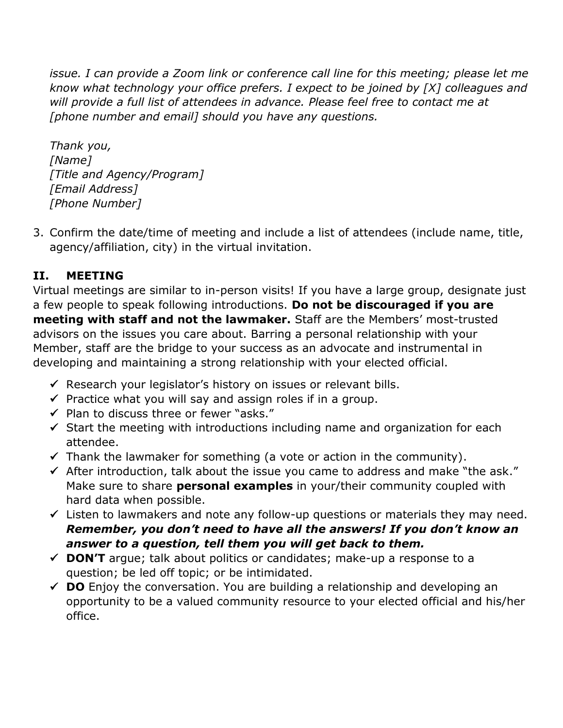*issue. I can provide a Zoom link or conference call line for this meeting; please let me know what technology your office prefers. I expect to be joined by [X] colleagues and will provide a full list of attendees in advance. Please feel free to contact me at [phone number and email] should you have any questions.*

*Thank you,*
*[Name]*
*[Title and Agency/Program]*
*[Email Address]*
*[Phone Number]*

3. Confirm the date/time of meeting and include a list of attendees (include name, title, agency/affiliation, city) in the virtual invitation.

## II. MEETING

Virtual meetings are similar to in-person visits! If you have a large group, designate just a few people to speak following introductions. **Do not be discouraged if you are meeting with staff and not the lawmaker.** Staff are the Members' most-trusted advisors on the issues you care about. Barring a personal relationship with your Member, staff are the bridge to your success as an advocate and instrumental in developing and maintaining a strong relationship with your elected official.

- ✓ Research your legislator's history on issues or relevant bills.
- ✓ Practice what you will say and assign roles if in a group.
- ✓ Plan to discuss three or fewer "asks."
- ✓ Start the meeting with introductions including name and organization for each attendee.
- ✓ Thank the lawmaker for something (a vote or action in the community).
- ✓ After introduction, talk about the issue you came to address and make "the ask." Make sure to share **personal examples** in your/their community coupled with hard data when possible.
- ✓ Listen to lawmakers and note any follow-up questions or materials they may need. ***Remember, you don't need to have all the answers! If you don't know an answer to a question, tell them you will get back to them.***
- ✓ **DON'T** argue; talk about politics or candidates; make-up a response to a question; be led off topic; or be intimidated.
- ✓ **DO** Enjoy the conversation. You are building a relationship and developing an opportunity to be a valued community resource to your elected official and his/her office.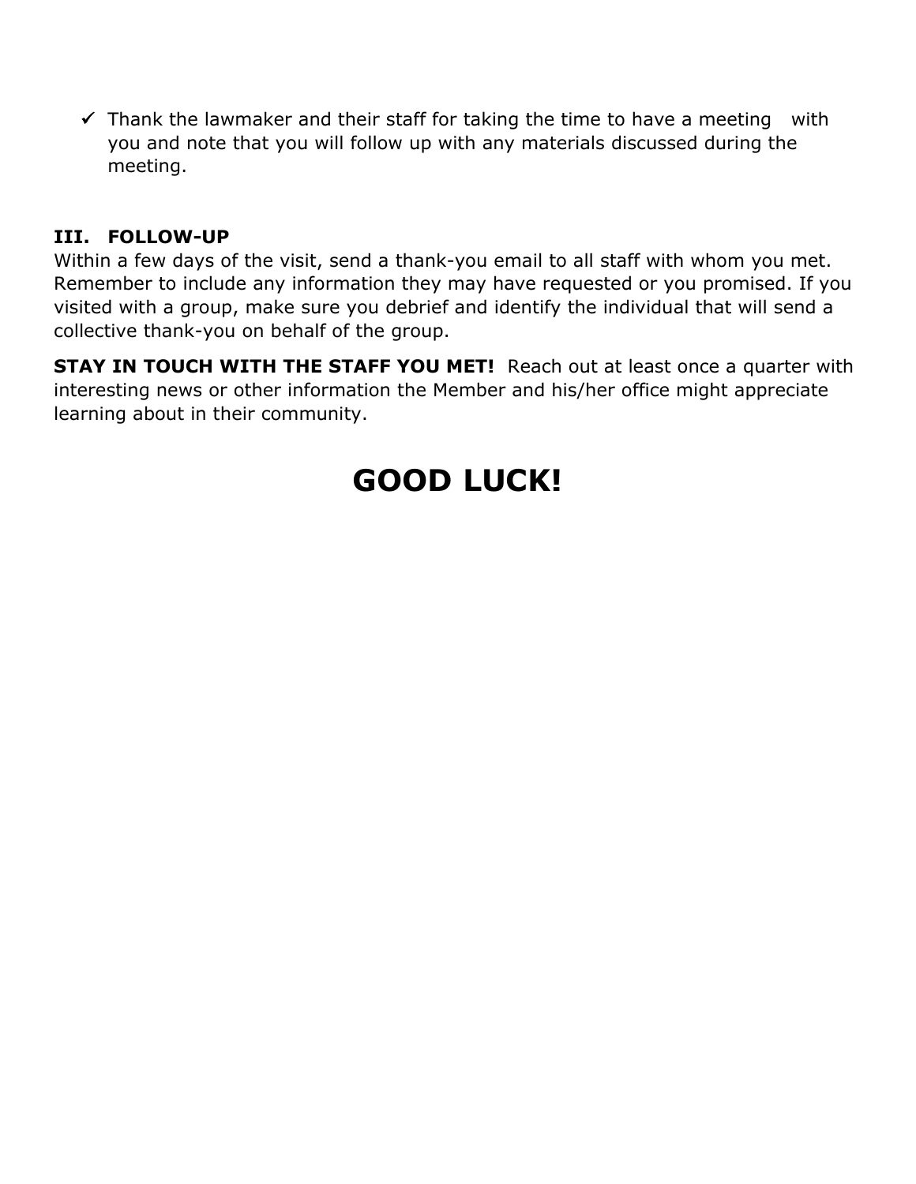- ✓ Thank the lawmaker and their staff for taking the time to have a meeting with you and note that you will follow up with any materials discussed during the meeting.

## III. FOLLOW-UP

Within a few days of the visit, send a thank-you email to all staff with whom you met. Remember to include any information they may have requested or you promised. If you visited with a group, make sure you debrief and identify the individual that will send a collective thank-you on behalf of the group.

**STAY IN TOUCH WITH THE STAFF YOU MET!** Reach out at least once a quarter with interesting news or other information the Member and his/her office might appreciate learning about in their community.

# GOOD LUCK!